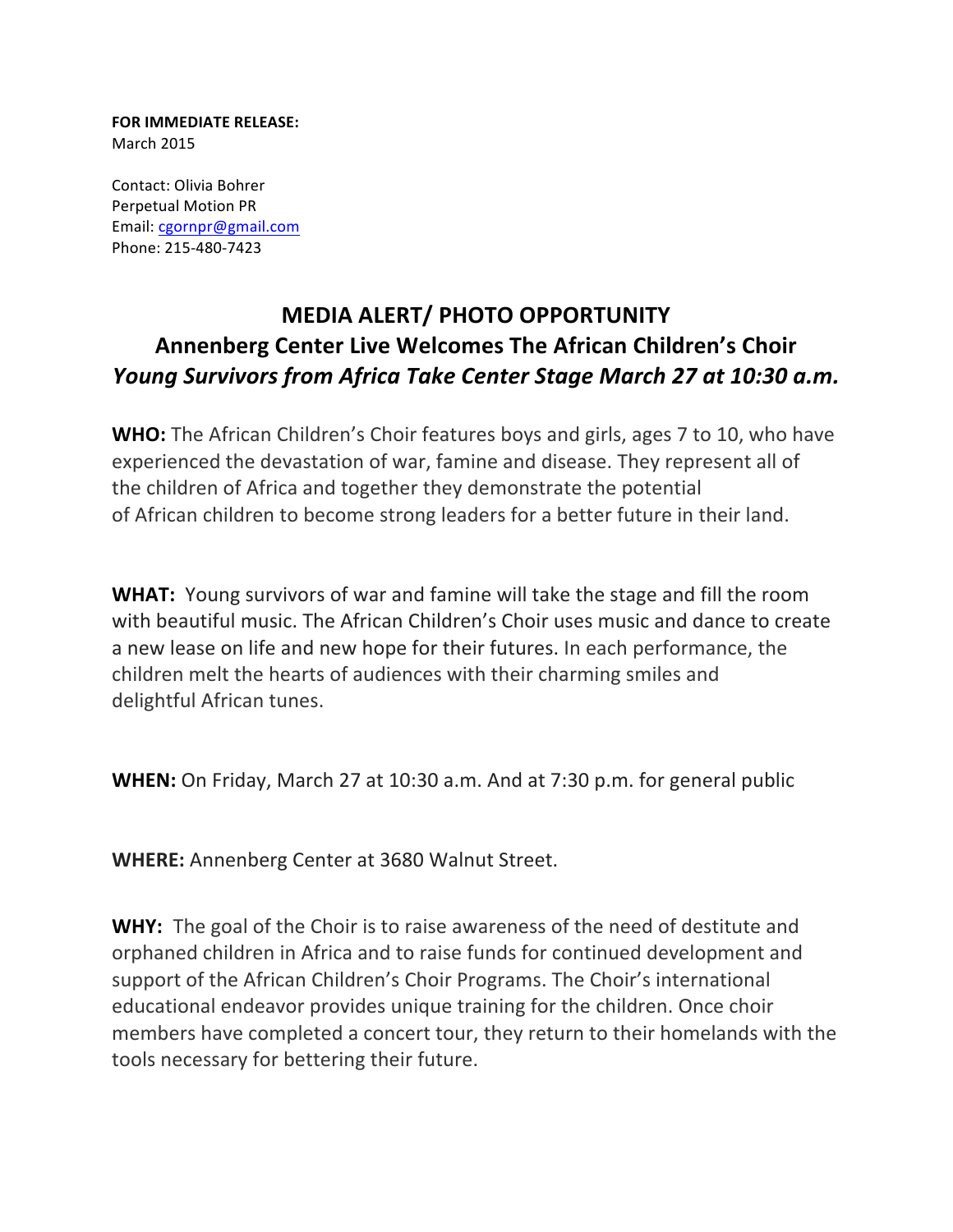**FOR IMMEDIATE RELEASE:**
March 2015

Contact: Olivia Bohrer
Perpetual Motion PR
Email: cgornpr@gmail.com
Phone: 215-480-7423

# MEDIA ALERT/ PHOTO OPPORTUNITY
## Annenberg Center Live Welcomes The African Children's Choir
### *Young Survivors from Africa Take Center Stage March 27 at 10:30 a.m.*

**WHO:** The African Children's Choir features boys and girls, ages 7 to 10, who have experienced the devastation of war, famine and disease. They represent all of the children of Africa and together they demonstrate the potential of African children to become strong leaders for a better future in their land.

**WHAT:** Young survivors of war and famine will take the stage and fill the room with beautiful music. The African Children's Choir uses music and dance to create a new lease on life and new hope for their futures. In each performance, the children melt the hearts of audiences with their charming smiles and delightful African tunes.

**WHEN:** On Friday, March 27 at 10:30 a.m. And at 7:30 p.m. for general public

**WHERE:** Annenberg Center at 3680 Walnut Street.

**WHY:** The goal of the Choir is to raise awareness of the need of destitute and orphaned children in Africa and to raise funds for continued development and support of the African Children's Choir Programs. The Choir's international educational endeavor provides unique training for the children. Once choir members have completed a concert tour, they return to their homelands with the tools necessary for bettering their future.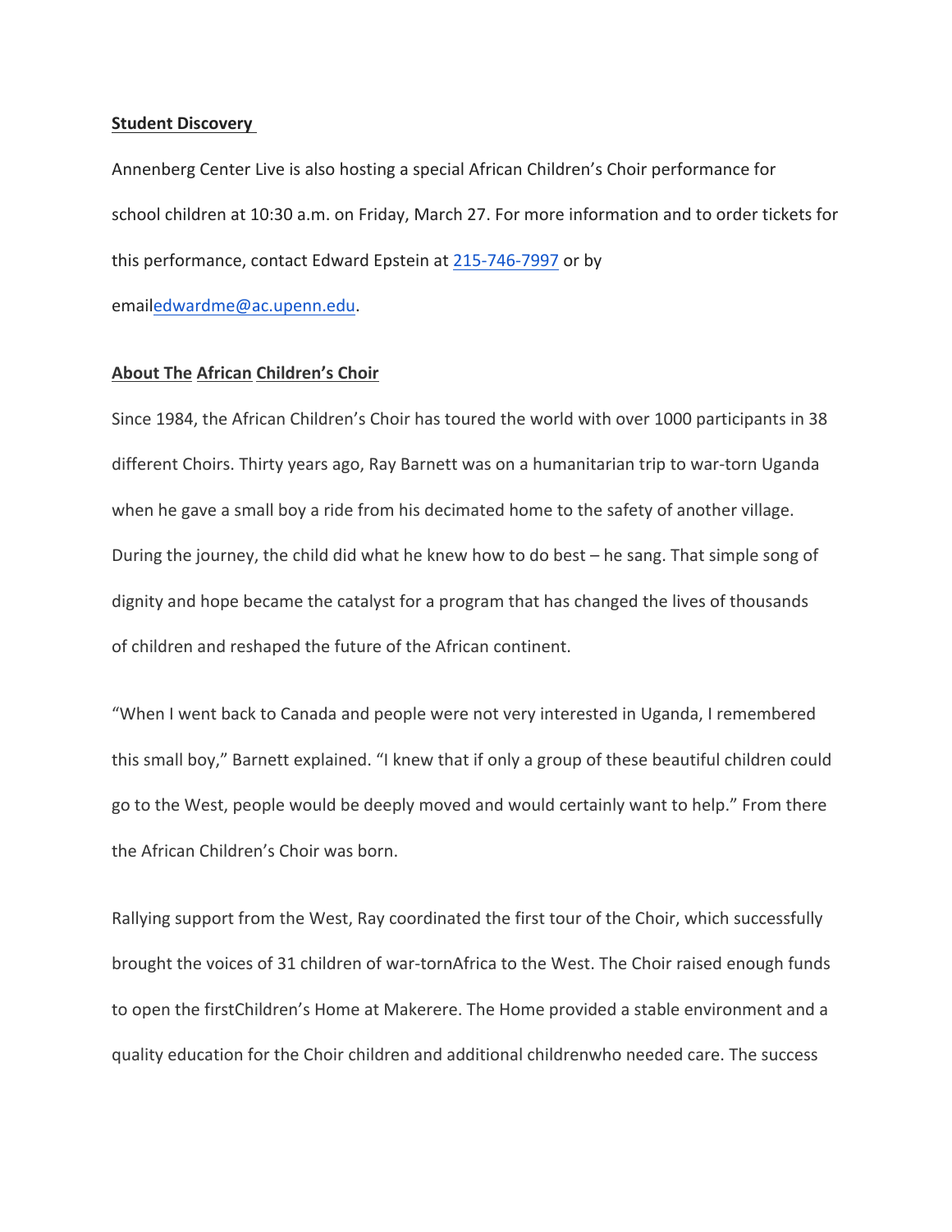**Student Discovery**

Annenberg Center Live is also hosting a special African Children's Choir performance for school children at 10:30 a.m. on Friday, March 27. For more information and to order tickets for this performance, contact Edward Epstein at 215-746-7997 or by emailedwardme@ac.upenn.edu.

**About The African Children's Choir**

Since 1984, the African Children's Choir has toured the world with over 1000 participants in 38 different Choirs. Thirty years ago, Ray Barnett was on a humanitarian trip to war-torn Uganda when he gave a small boy a ride from his decimated home to the safety of another village. During the journey, the child did what he knew how to do best – he sang. That simple song of dignity and hope became the catalyst for a program that has changed the lives of thousands of children and reshaped the future of the African continent.

"When I went back to Canada and people were not very interested in Uganda, I remembered this small boy," Barnett explained. "I knew that if only a group of these beautiful children could go to the West, people would be deeply moved and would certainly want to help." From there the African Children's Choir was born.

Rallying support from the West, Ray coordinated the first tour of the Choir, which successfully brought the voices of 31 children of war-tornAfrica to the West. The Choir raised enough funds to open the firstChildren's Home at Makerere. The Home provided a stable environment and a quality education for the Choir children and additional childrenwho needed care. The success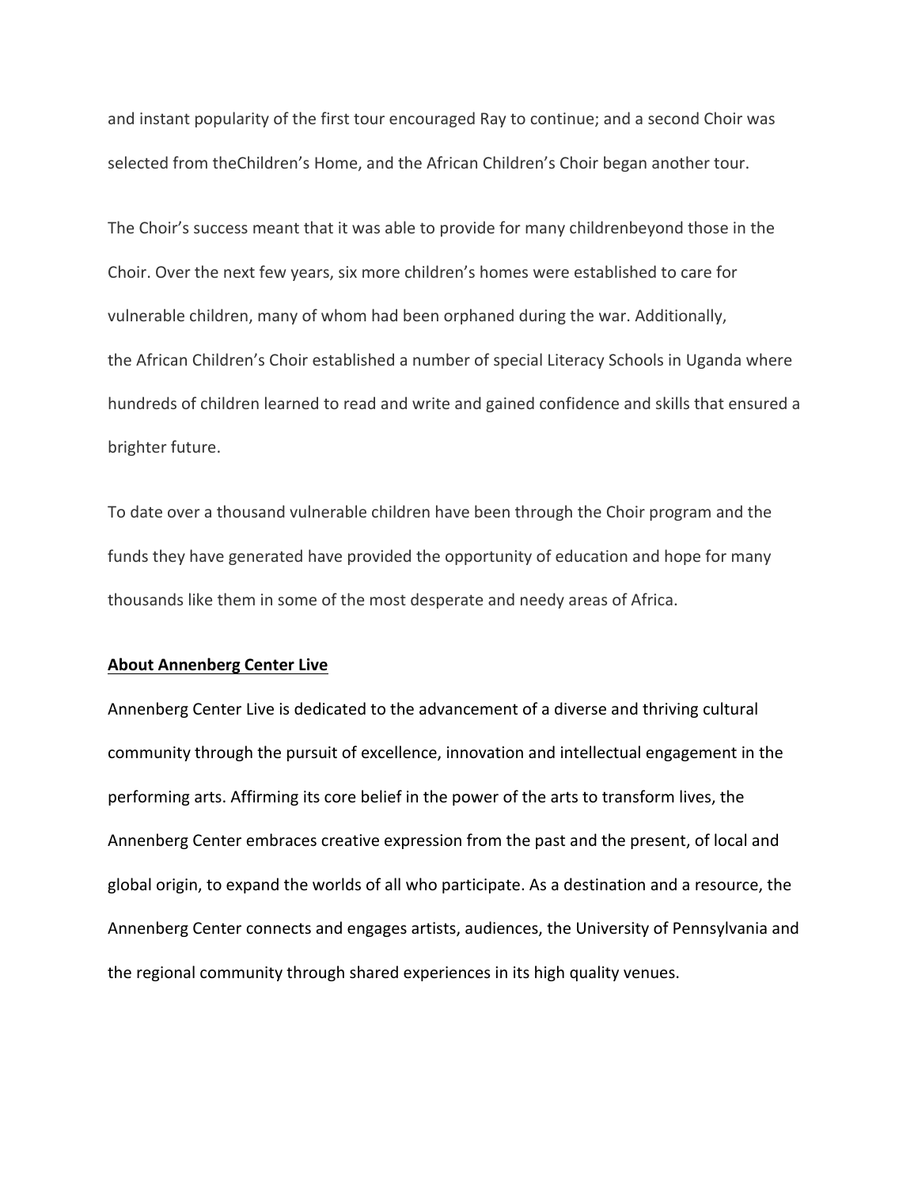and instant popularity of the first tour encouraged Ray to continue; and a second Choir was selected from theChildren's Home, and the African Children's Choir began another tour.

The Choir's success meant that it was able to provide for many childrenbeyond those in the Choir. Over the next few years, six more children's homes were established to care for vulnerable children, many of whom had been orphaned during the war. Additionally, the African Children's Choir established a number of special Literacy Schools in Uganda where hundreds of children learned to read and write and gained confidence and skills that ensured a brighter future.

To date over a thousand vulnerable children have been through the Choir program and the funds they have generated have provided the opportunity of education and hope for many thousands like them in some of the most desperate and needy areas of Africa.

**About Annenberg Center Live**

Annenberg Center Live is dedicated to the advancement of a diverse and thriving cultural community through the pursuit of excellence, innovation and intellectual engagement in the performing arts. Affirming its core belief in the power of the arts to transform lives, the Annenberg Center embraces creative expression from the past and the present, of local and global origin, to expand the worlds of all who participate. As a destination and a resource, the Annenberg Center connects and engages artists, audiences, the University of Pennsylvania and the regional community through shared experiences in its high quality venues.